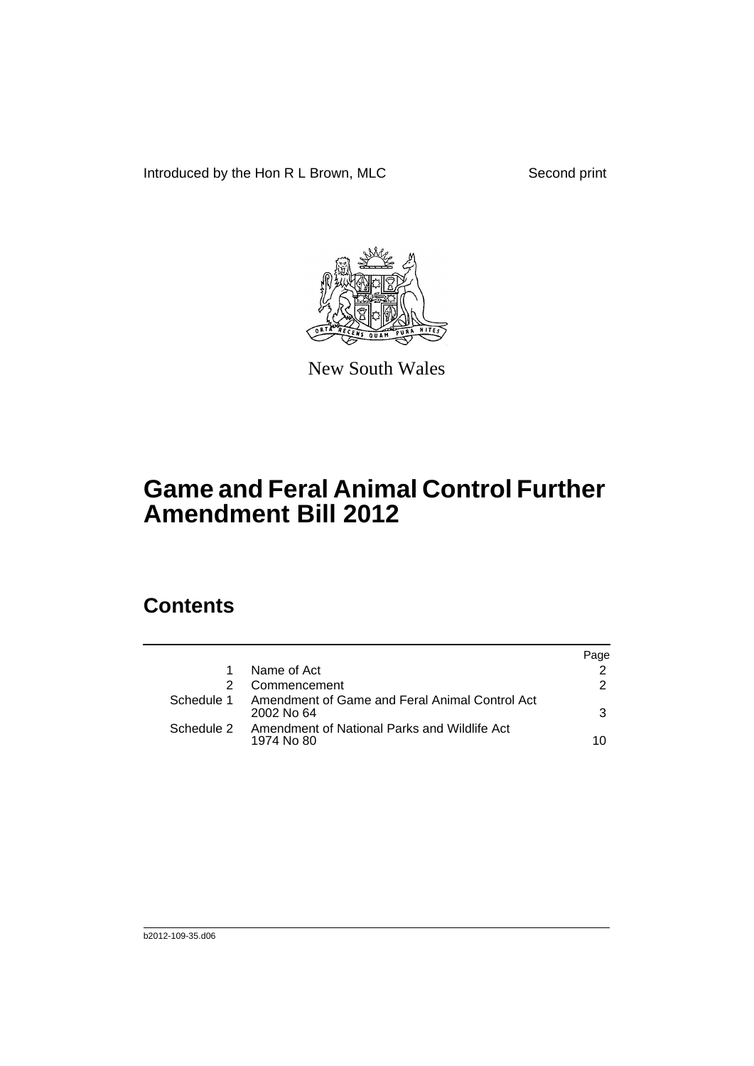Introduced by the Hon R L Brown, MLC

Second print

New South Wales

# Game and Feral Animal Control Further Amendment Bill 2012

## Contents

| | | Page |
|---|---|---|
| 1 | Name of Act | 2 |
| 2 | Commencement | 2 |
| Schedule 1 | Amendment of Game and Feral Animal Control Act 2002 No 64 | 3 |
| Schedule 2 | Amendment of National Parks and Wildlife Act 1974 No 80 | 10 |

b2012-109-35.d06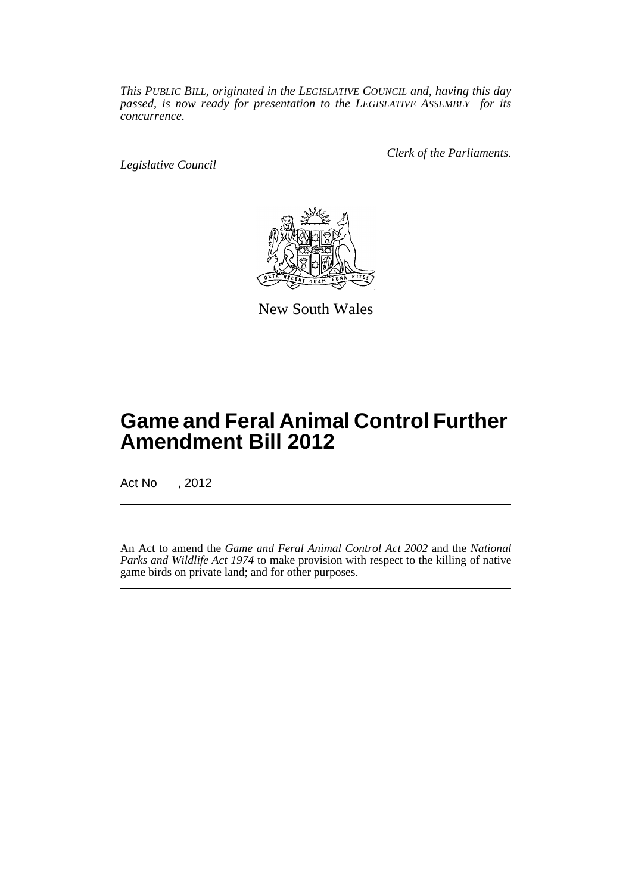*This PUBLIC BILL, originated in the LEGISLATIVE COUNCIL and, having this day passed, is now ready for presentation to the LEGISLATIVE ASSEMBLY for its concurrence.*

*Legislative Council*

*Clerk of the Parliaments.*

New South Wales

# Game and Feral Animal Control Further Amendment Bill 2012

Act No , 2012

An Act to amend the *Game and Feral Animal Control Act 2002* and the *National Parks and Wildlife Act 1974* to make provision with respect to the killing of native game birds on private land; and for other purposes.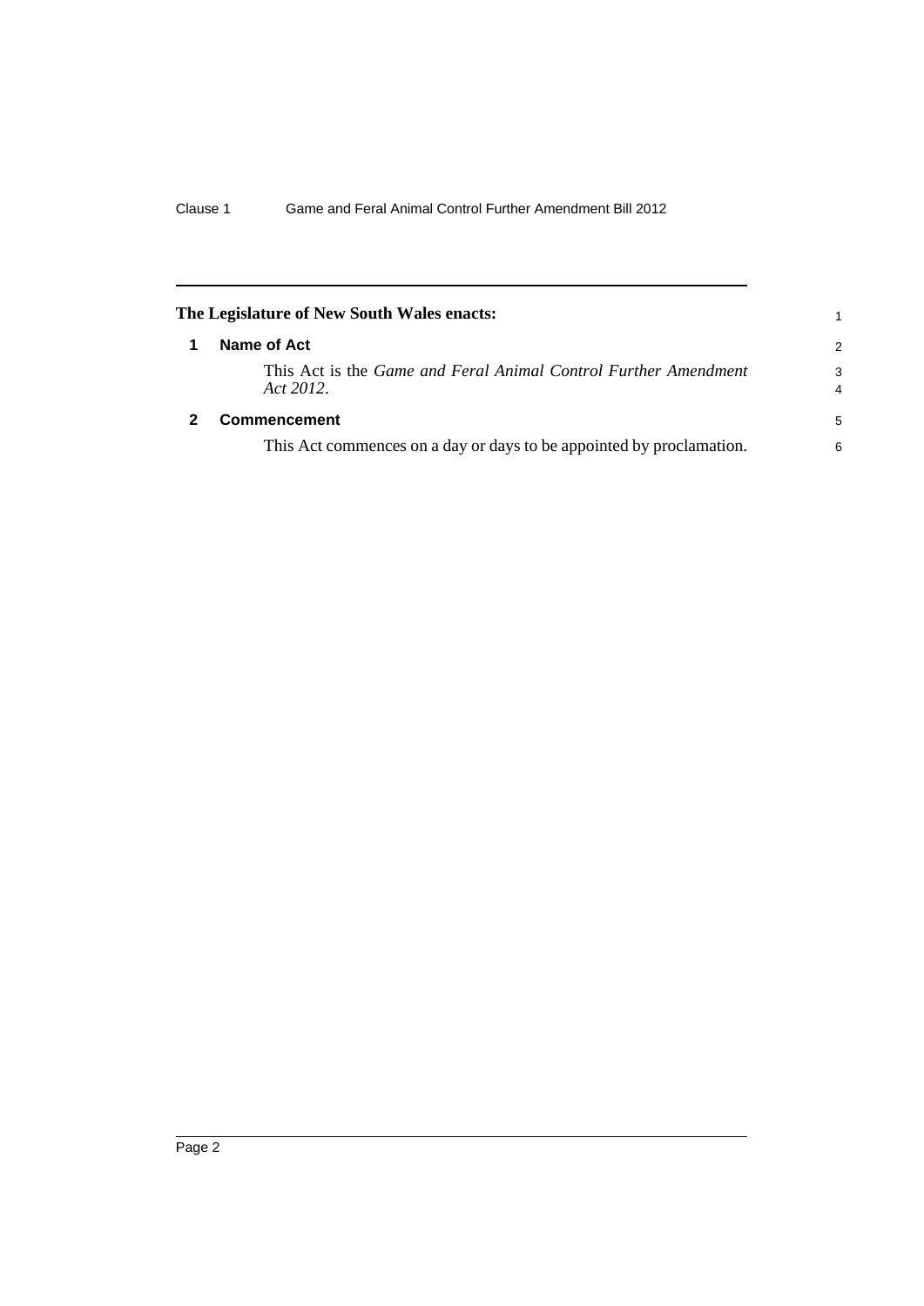**The Legislature of New South Wales enacts:**

## 1 Name of Act

This Act is the *Game and Feral Animal Control Further Amendment Act 2012*.

## 2 Commencement

This Act commences on a day or days to be appointed by proclamation.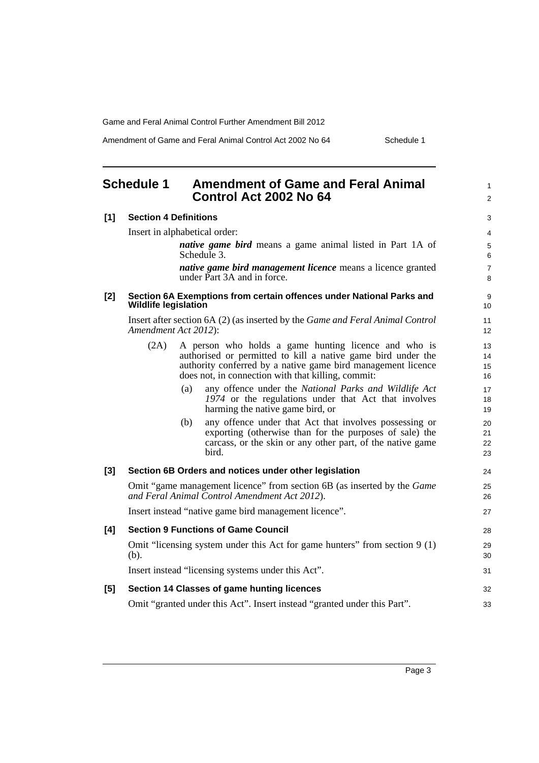## Schedule 1 Amendment of Game and Feral Animal Control Act 2002 No 64

**[1] Section 4 Definitions**

Insert in alphabetical order:

> ***native game bird*** means a game animal listed in Part 1A of Schedule 3.
>
> ***native game bird management licence*** means a licence granted under Part 3A and in force.

**[2] Section 6A Exemptions from certain offences under National Parks and Wildlife legislation**

Insert after section 6A (2) (as inserted by the *Game and Feral Animal Control Amendment Act 2012*):

> (2A) A person who holds a game hunting licence and who is authorised or permitted to kill a native game bird under the authority conferred by a native game bird management licence does not, in connection with that killing, commit:
>
> (a) any offence under the *National Parks and Wildlife Act 1974* or the regulations under that Act that involves harming the native game bird, or
>
> (b) any offence under that Act that involves possessing or exporting (otherwise than for the purposes of sale) the carcass, or the skin or any other part, of the native game bird.

**[3] Section 6B Orders and notices under other legislation**

Omit "game management licence" from section 6B (as inserted by the *Game and Feral Animal Control Amendment Act 2012*).

Insert instead "native game bird management licence".

**[4] Section 9 Functions of Game Council**

Omit "licensing system under this Act for game hunters" from section 9 (1) (b).

Insert instead "licensing systems under this Act".

**[5] Section 14 Classes of game hunting licences**

Omit "granted under this Act". Insert instead "granted under this Part".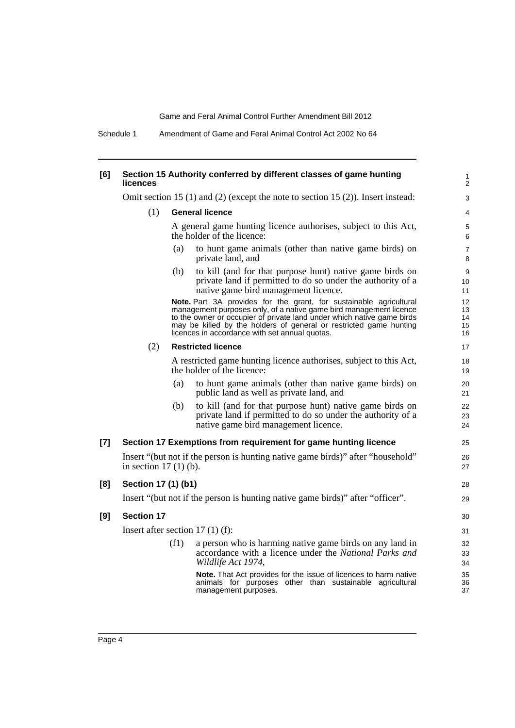**[6] Section 15 Authority conferred by different classes of game hunting licences**

Omit section 15 (1) and (2) (except the note to section 15 (2)). Insert instead:

(1) **General licence**

A general game hunting licence authorises, subject to this Act, the holder of the licence:

(a) to hunt game animals (other than native game birds) on private land, and

(b) to kill (and for that purpose hunt) native game birds on private land if permitted to do so under the authority of a native game bird management licence.

**Note.** Part 3A provides for the grant, for sustainable agricultural management purposes only, of a native game bird management licence to the owner or occupier of private land under which native game birds may be killed by the holders of general or restricted game hunting licences in accordance with set annual quotas.

(2) **Restricted licence**

A restricted game hunting licence authorises, subject to this Act, the holder of the licence:

(a) to hunt game animals (other than native game birds) on public land as well as private land, and

(b) to kill (and for that purpose hunt) native game birds on private land if permitted to do so under the authority of a native game bird management licence.

**[7] Section 17 Exemptions from requirement for game hunting licence**

Insert "(but not if the person is hunting native game birds)" after "household" in section 17 (1) (b).

**[8] Section 17 (1) (b1)**

Insert "(but not if the person is hunting native game birds)" after "officer".

**[9] Section 17**

Insert after section 17 (1) (f):

(f1) a person who is harming native game birds on any land in accordance with a licence under the *National Parks and Wildlife Act 1974*,

**Note.** That Act provides for the issue of licences to harm native animals for purposes other than sustainable agricultural management purposes.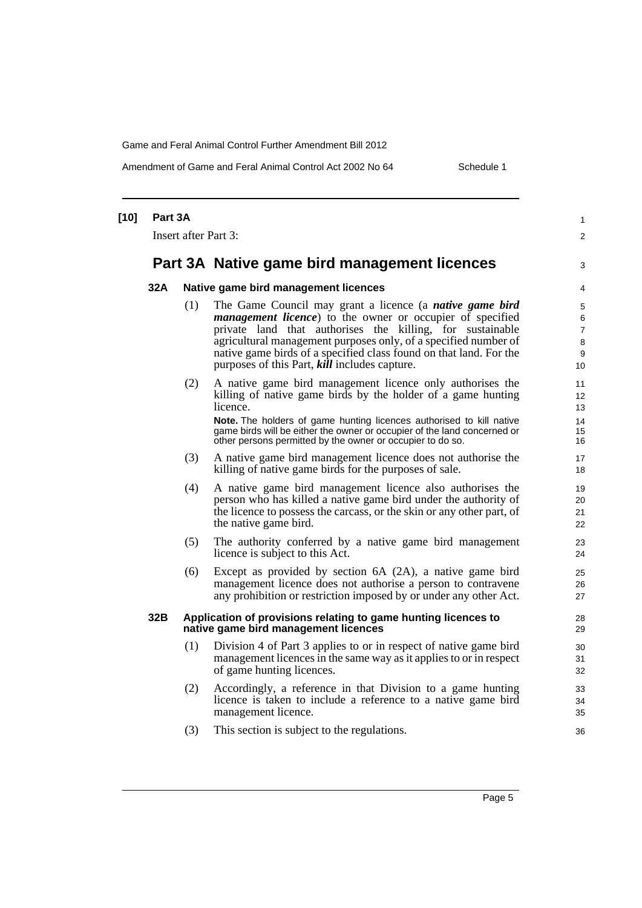**[10] Part 3A**

Insert after Part 3:

## Part 3A Native game bird management licences

### 32A Native game bird management licences

(1) The Game Council may grant a licence (a ***native game bird management licence***) to the owner or occupier of specified private land that authorises the killing, for sustainable agricultural management purposes only, of a specified number of native game birds of a specified class found on that land. For the purposes of this Part, ***kill*** includes capture.

(2) A native game bird management licence only authorises the killing of native game birds by the holder of a game hunting licence.

**Note.** The holders of game hunting licences authorised to kill native game birds will be either the owner or occupier of the land concerned or other persons permitted by the owner or occupier to do so.

(3) A native game bird management licence does not authorise the killing of native game birds for the purposes of sale.

(4) A native game bird management licence also authorises the person who has killed a native game bird under the authority of the licence to possess the carcass, or the skin or any other part, of the native game bird.

(5) The authority conferred by a native game bird management licence is subject to this Act.

(6) Except as provided by section 6A (2A), a native game bird management licence does not authorise a person to contravene any prohibition or restriction imposed by or under any other Act.

### 32B Application of provisions relating to game hunting licences to native game bird management licences

(1) Division 4 of Part 3 applies to or in respect of native game bird management licences in the same way as it applies to or in respect of game hunting licences.

(2) Accordingly, a reference in that Division to a game hunting licence is taken to include a reference to a native game bird management licence.

(3) This section is subject to the regulations.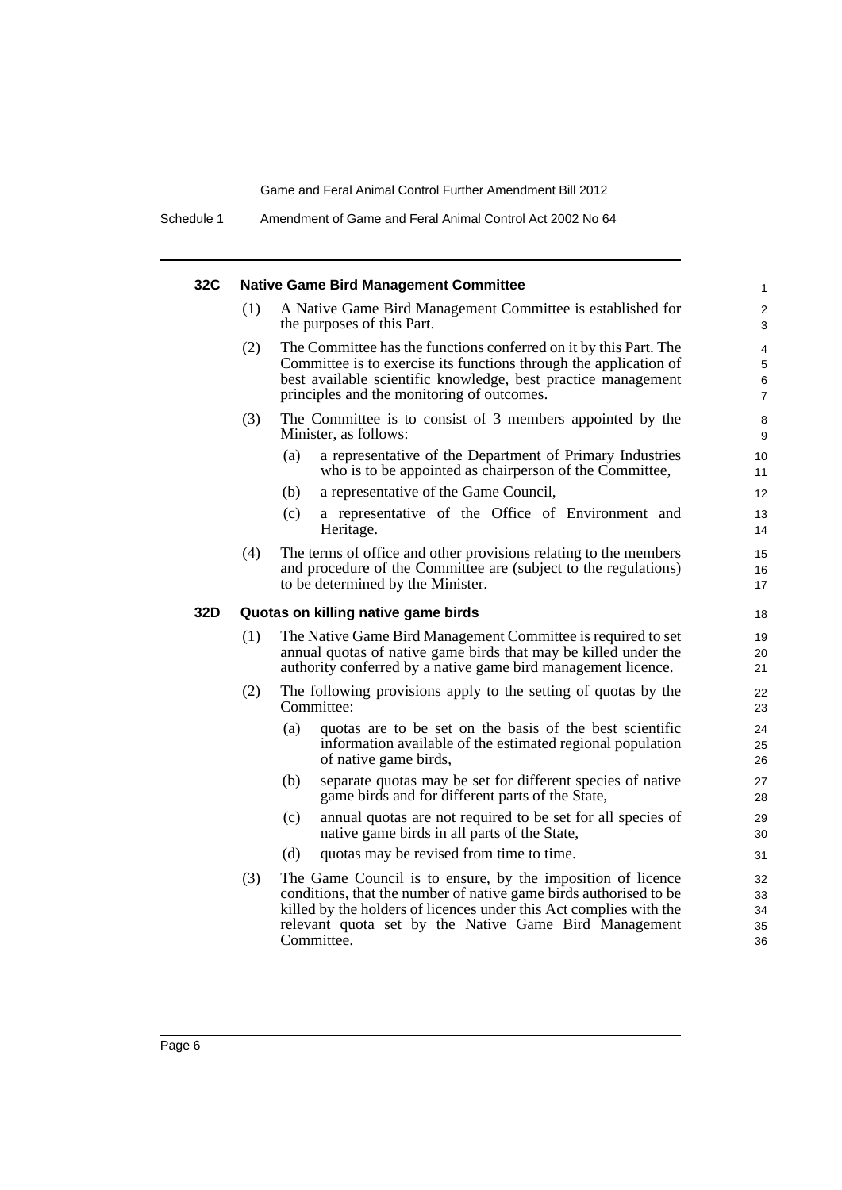### 32C Native Game Bird Management Committee

(1) A Native Game Bird Management Committee is established for the purposes of this Part.

(2) The Committee has the functions conferred on it by this Part. The Committee is to exercise its functions through the application of best available scientific knowledge, best practice management principles and the monitoring of outcomes.

(3) The Committee is to consist of 3 members appointed by the Minister, as follows:

- (a) a representative of the Department of Primary Industries who is to be appointed as chairperson of the Committee,
- (b) a representative of the Game Council,
- (c) a representative of the Office of Environment and Heritage.

(4) The terms of office and other provisions relating to the members and procedure of the Committee are (subject to the regulations) to be determined by the Minister.

### 32D Quotas on killing native game birds

(1) The Native Game Bird Management Committee is required to set annual quotas of native game birds that may be killed under the authority conferred by a native game bird management licence.

(2) The following provisions apply to the setting of quotas by the Committee:

- (a) quotas are to be set on the basis of the best scientific information available of the estimated regional population of native game birds,
- (b) separate quotas may be set for different species of native game birds and for different parts of the State,
- (c) annual quotas are not required to be set for all species of native game birds in all parts of the State,
- (d) quotas may be revised from time to time.

(3) The Game Council is to ensure, by the imposition of licence conditions, that the number of native game birds authorised to be killed by the holders of licences under this Act complies with the relevant quota set by the Native Game Bird Management Committee.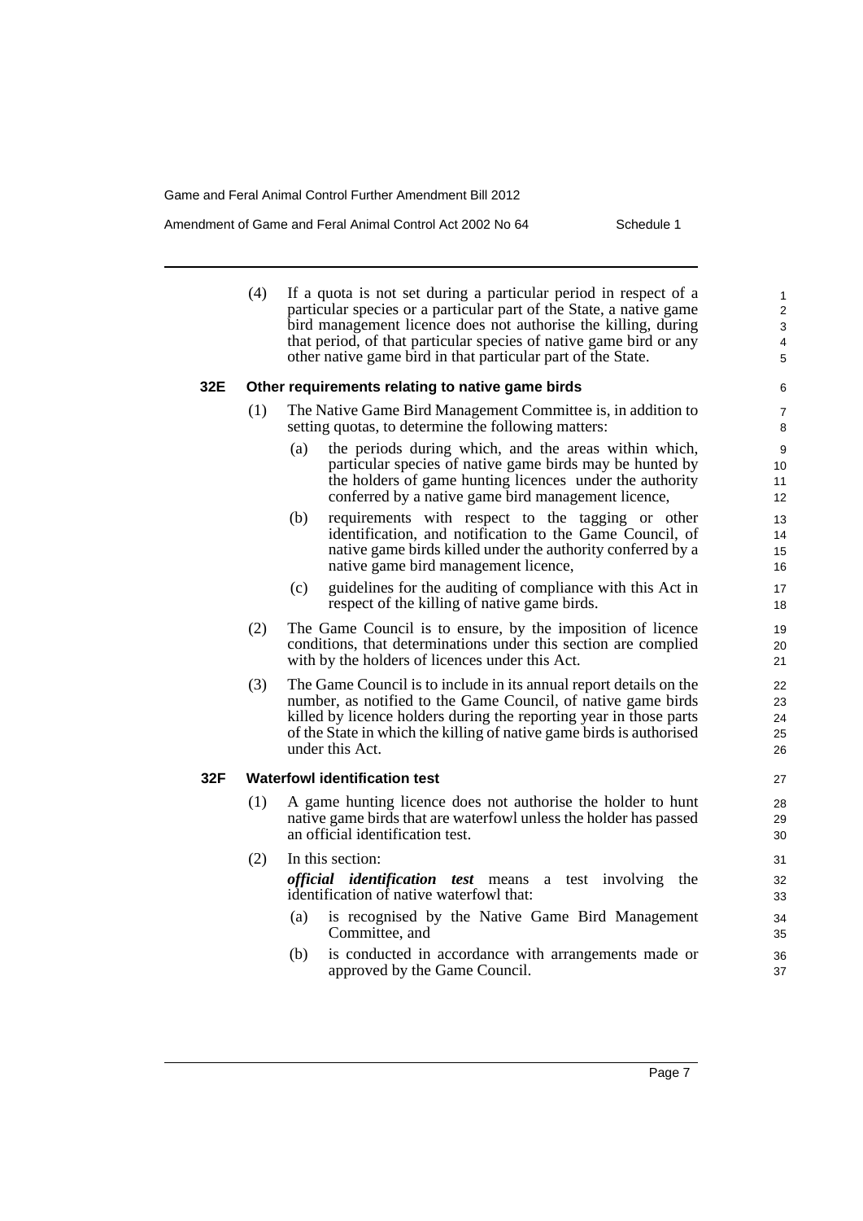(4) If a quota is not set during a particular period in respect of a particular species or a particular part of the State, a native game bird management licence does not authorise the killing, during that period, of that particular species of native game bird or any other native game bird in that particular part of the State.

### 32E Other requirements relating to native game birds

(1) The Native Game Bird Management Committee is, in addition to setting quotas, to determine the following matters:

- (a) the periods during which, and the areas within which, particular species of native game birds may be hunted by the holders of game hunting licences under the authority conferred by a native game bird management licence,
- (b) requirements with respect to the tagging or other identification, and notification to the Game Council, of native game birds killed under the authority conferred by a native game bird management licence,
- (c) guidelines for the auditing of compliance with this Act in respect of the killing of native game birds.

(2) The Game Council is to ensure, by the imposition of licence conditions, that determinations under this section are complied with by the holders of licences under this Act.

(3) The Game Council is to include in its annual report details on the number, as notified to the Game Council, of native game birds killed by licence holders during the reporting year in those parts of the State in which the killing of native game birds is authorised under this Act.

### 32F Waterfowl identification test

(1) A game hunting licence does not authorise the holder to hunt native game birds that are waterfowl unless the holder has passed an official identification test.

(2) In this section:

***official identification test*** means a test involving the identification of native waterfowl that:

- (a) is recognised by the Native Game Bird Management Committee, and
- (b) is conducted in accordance with arrangements made or approved by the Game Council.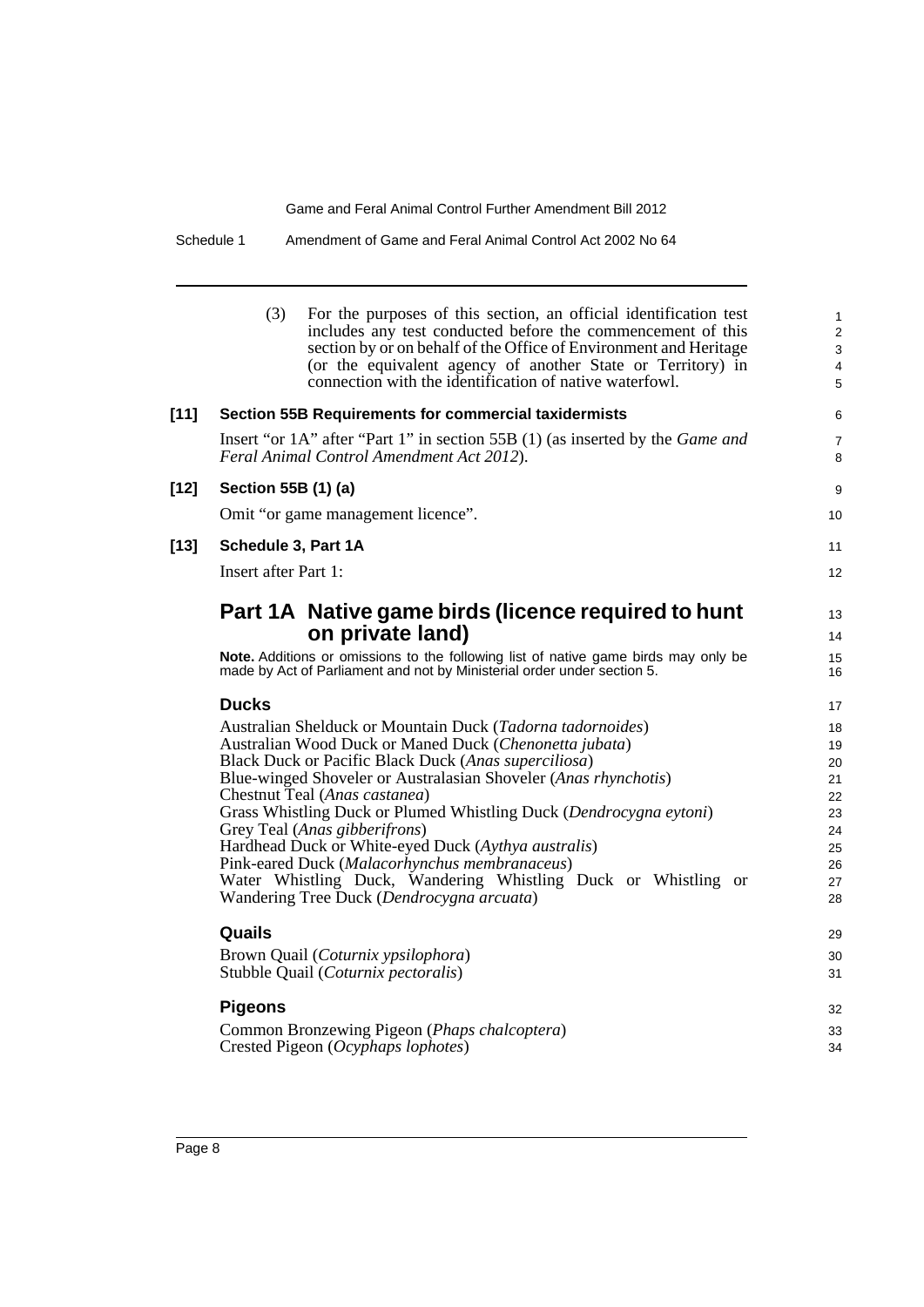(3) For the purposes of this section, an official identification test includes any test conducted before the commencement of this section by or on behalf of the Office of Environment and Heritage (or the equivalent agency of another State or Territory) in connection with the identification of native waterfowl.

**[11] Section 55B Requirements for commercial taxidermists**

Insert "or 1A" after "Part 1" in section 55B (1) (as inserted by the *Game and Feral Animal Control Amendment Act 2012*).

**[12] Section 55B (1) (a)**

Omit "or game management licence".

**[13] Schedule 3, Part 1A**

Insert after Part 1:

## Part 1A Native game birds (licence required to hunt on private land)

**Note.** Additions or omissions to the following list of native game birds may only be made by Act of Parliament and not by Ministerial order under section 5.

### Ducks

Australian Shelduck or Mountain Duck (*Tadorna tadornoides*)
Australian Wood Duck or Maned Duck (*Chenonetta jubata*)
Black Duck or Pacific Black Duck (*Anas superciliosa*)
Blue-winged Shoveler or Australasian Shoveler (*Anas rhynchotis*)
Chestnut Teal (*Anas castanea*)
Grass Whistling Duck or Plumed Whistling Duck (*Dendrocygna eytoni*)
Grey Teal (*Anas gibberifrons*)
Hardhead Duck or White-eyed Duck (*Aythya australis*)
Pink-eared Duck (*Malacorhynchus membranaceus*)
Water Whistling Duck, Wandering Whistling Duck or Whistling or Wandering Tree Duck (*Dendrocygna arcuata*)

### Quails

Brown Quail (*Coturnix ypsilophora*)
Stubble Quail (*Coturnix pectoralis*)

### Pigeons

Common Bronzewing Pigeon (*Phaps chalcoptera*)
Crested Pigeon (*Ocyphaps lophotes*)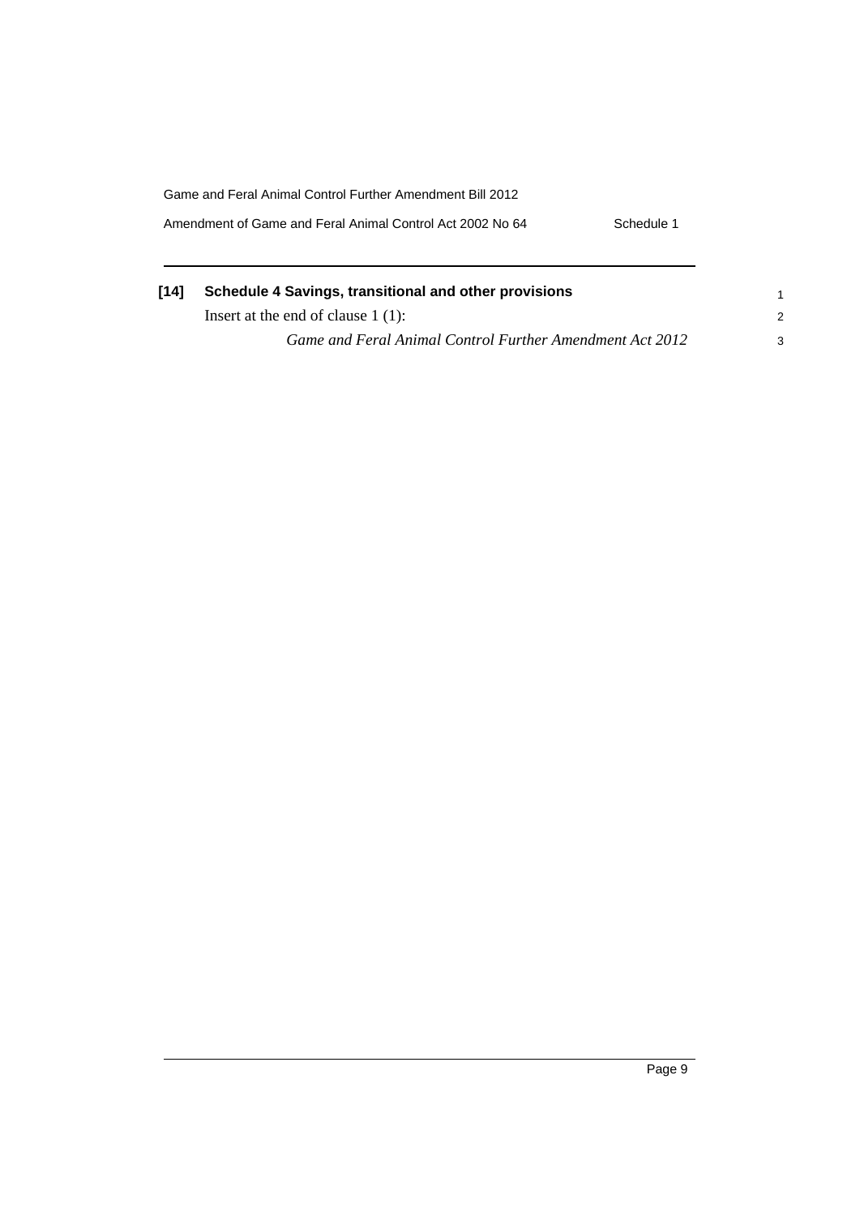**[14] Schedule 4 Savings, transitional and other provisions**

Insert at the end of clause 1 (1):

*Game and Feral Animal Control Further Amendment Act 2012*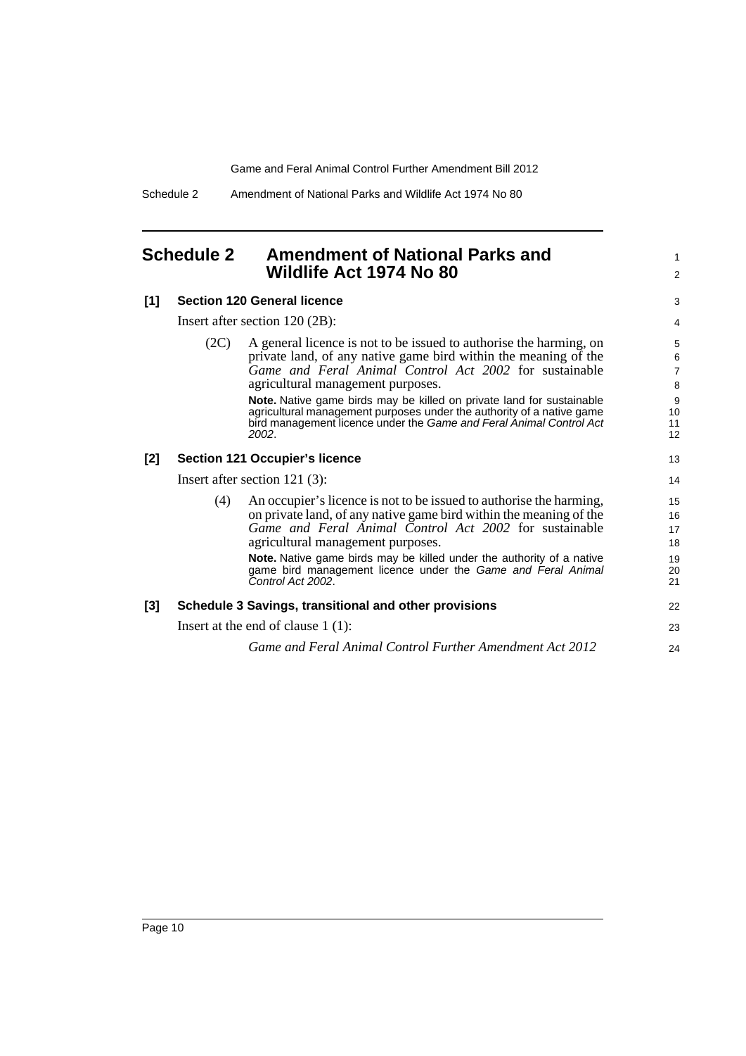## Schedule 2 Amendment of National Parks and Wildlife Act 1974 No 80

**[1] Section 120 General licence**

Insert after section 120 (2B):

(2C) A general licence is not to be issued to authorise the harming, on private land, of any native game bird within the meaning of the *Game and Feral Animal Control Act 2002* for sustainable agricultural management purposes.

**Note.** Native game birds may be killed on private land for sustainable agricultural management purposes under the authority of a native game bird management licence under the *Game and Feral Animal Control Act 2002*.

**[2] Section 121 Occupier's licence**

Insert after section 121 (3):

(4) An occupier's licence is not to be issued to authorise the harming, on private land, of any native game bird within the meaning of the *Game and Feral Animal Control Act 2002* for sustainable agricultural management purposes.

**Note.** Native game birds may be killed under the authority of a native game bird management licence under the *Game and Feral Animal Control Act 2002*.

**[3] Schedule 3 Savings, transitional and other provisions**

Insert at the end of clause 1 (1):

*Game and Feral Animal Control Further Amendment Act 2012*